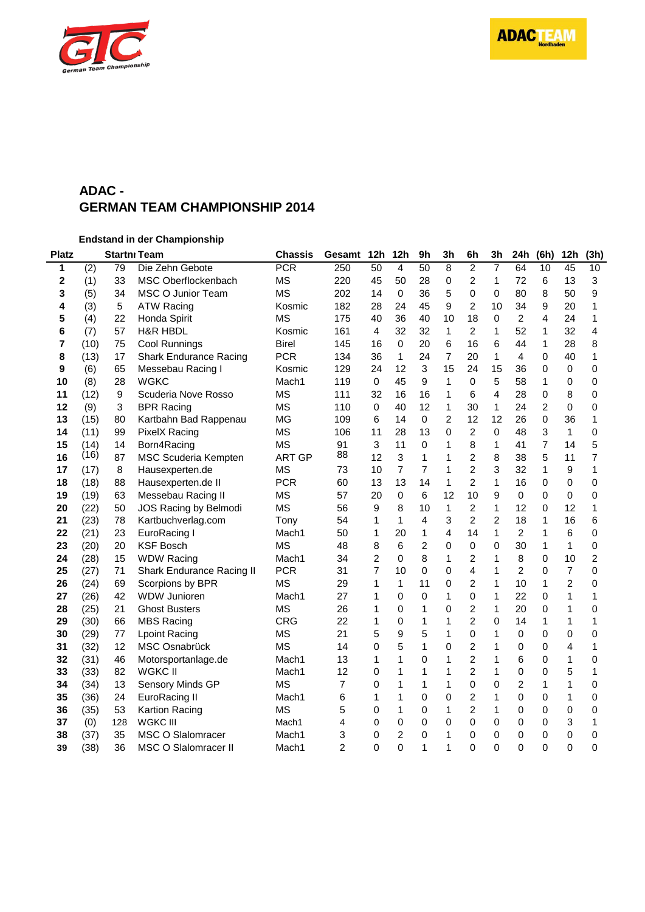## ADAC - GERMAN TEAM CHAMPIONSHIP 2014

**Endstand in der Championship**

| Platz | | Startnr | Team | Chassis | Gesamt | 12h | 12h | 9h | 3h | 6h | 3h | 24h | (6h) | 12h | (3h) |
|---|---|---|---|---|---|---|---|---|---|---|---|---|---|---|---|
| **1** | (2) | 79 | Die Zehn Gebote | PCR | 250 | 50 | 4 | 50 | 8 | 2 | 7 | 64 | 10 | 45 | 10 |
| **2** | (1) | 33 | MSC Oberflockenbach | MS | 220 | 45 | 50 | 28 | 0 | 2 | 1 | 72 | 6 | 13 | 3 |
| **3** | (5) | 34 | MSC O Junior Team | MS | 202 | 14 | 0 | 36 | 5 | 0 | 0 | 80 | 8 | 50 | 9 |
| **4** | (3) | 5 | ATW Racing | Kosmic | 182 | 28 | 24 | 45 | 9 | 2 | 10 | 34 | 9 | 20 | 1 |
| **5** | (4) | 22 | Honda Spirit | MS | 175 | 40 | 36 | 40 | 10 | 18 | 0 | 2 | 4 | 24 | 1 |
| **6** | (7) | 57 | H&R HBDL | Kosmic | 161 | 4 | 32 | 32 | 1 | 2 | 1 | 52 | 1 | 32 | 4 |
| **7** | (10) | 75 | Cool Runnings | Birel | 145 | 16 | 0 | 20 | 6 | 16 | 6 | 44 | 1 | 28 | 8 |
| **8** | (13) | 17 | Shark Endurance Racing | PCR | 134 | 36 | 1 | 24 | 7 | 20 | 1 | 4 | 0 | 40 | 1 |
| **9** | (6) | 65 | Messebau Racing I | Kosmic | 129 | 24 | 12 | 3 | 15 | 24 | 15 | 36 | 0 | 0 | 0 |
| **10** | (8) | 28 | WGKC | Mach1 | 119 | 0 | 45 | 9 | 1 | 0 | 5 | 58 | 1 | 0 | 0 |
| **11** | (12) | 9 | Scuderia Nove Rosso | MS | 111 | 32 | 16 | 16 | 1 | 6 | 4 | 28 | 0 | 8 | 0 |
| **12** | (9) | 3 | BPR Racing | MS | 110 | 0 | 40 | 12 | 1 | 30 | 1 | 24 | 2 | 0 | 0 |
| **13** | (15) | 80 | Kartbahn Bad Rappenau | MG | 109 | 6 | 14 | 0 | 2 | 12 | 12 | 26 | 0 | 36 | 1 |
| **14** | (11) | 99 | PixelX Racing | MS | 106 | 11 | 28 | 13 | 0 | 2 | 0 | 48 | 3 | 1 | 0 |
| **15** | (14) | 14 | Born4Racing | MS | 91 | 3 | 11 | 0 | 1 | 8 | 1 | 41 | 7 | 14 | 5 |
| **16** | (16) | 87 | MSC Scuderia Kempten | ART GP | 88 | 12 | 3 | 1 | 1 | 2 | 8 | 38 | 5 | 11 | 7 |
| **17** | (17) | 8 | Hausexperten.de | MS | 73 | 10 | 7 | 7 | 1 | 2 | 3 | 32 | 1 | 9 | 1 |
| **18** | (18) | 88 | Hausexperten.de II | PCR | 60 | 13 | 13 | 14 | 1 | 2 | 1 | 16 | 0 | 0 | 0 |
| **19** | (19) | 63 | Messebau Racing II | MS | 57 | 20 | 0 | 6 | 12 | 10 | 9 | 0 | 0 | 0 | 0 |
| **20** | (22) | 50 | JOS Racing by Belmodi | MS | 56 | 9 | 8 | 10 | 1 | 2 | 1 | 12 | 0 | 12 | 1 |
| **21** | (23) | 78 | Kartbuchverlag.com | Tony | 54 | 1 | 1 | 4 | 3 | 2 | 2 | 18 | 1 | 16 | 6 |
| **22** | (21) | 23 | EuroRacing I | Mach1 | 50 | 1 | 20 | 1 | 4 | 14 | 1 | 2 | 1 | 6 | 0 |
| **23** | (20) | 20 | KSF Bosch | MS | 48 | 8 | 6 | 2 | 0 | 0 | 0 | 30 | 1 | 1 | 0 |
| **24** | (28) | 15 | WDW Racing | Mach1 | 34 | 2 | 0 | 8 | 1 | 2 | 1 | 8 | 0 | 10 | 2 |
| **25** | (27) | 71 | Shark Endurance Racing II | PCR | 31 | 7 | 10 | 0 | 0 | 4 | 1 | 2 | 0 | 7 | 0 |
| **26** | (24) | 69 | Scorpions by BPR | MS | 29 | 1 | 1 | 11 | 0 | 2 | 1 | 10 | 1 | 2 | 0 |
| **27** | (26) | 42 | WDW Junioren | Mach1 | 27 | 1 | 0 | 0 | 1 | 0 | 1 | 22 | 0 | 1 | 1 |
| **28** | (25) | 21 | Ghost Busters | MS | 26 | 1 | 0 | 1 | 0 | 2 | 1 | 20 | 0 | 1 | 0 |
| **29** | (30) | 66 | MBS Racing | CRG | 22 | 1 | 0 | 1 | 1 | 2 | 0 | 14 | 1 | 1 | 1 |
| **30** | (29) | 77 | Lpoint Racing | MS | 21 | 5 | 9 | 5 | 1 | 0 | 1 | 0 | 0 | 0 | 0 |
| **31** | (32) | 12 | MSC Osnabrück | MS | 14 | 0 | 5 | 1 | 0 | 2 | 1 | 0 | 0 | 4 | 1 |
| **32** | (31) | 46 | Motorsportanlage.de | Mach1 | 13 | 1 | 1 | 0 | 1 | 2 | 1 | 6 | 0 | 1 | 0 |
| **33** | (33) | 82 | WGKC II | Mach1 | 12 | 0 | 1 | 1 | 1 | 2 | 1 | 0 | 0 | 5 | 1 |
| **34** | (34) | 13 | Sensory Minds GP | MS | 7 | 0 | 1 | 1 | 1 | 0 | 0 | 2 | 1 | 1 | 0 |
| **35** | (36) | 24 | EuroRacing II | Mach1 | 6 | 1 | 1 | 0 | 0 | 2 | 1 | 0 | 0 | 1 | 0 |
| **36** | (35) | 53 | Kartion Racing | MS | 5 | 0 | 1 | 0 | 1 | 2 | 1 | 0 | 0 | 0 | 0 |
| **37** | (0) | 128 | WGKC III | Mach1 | 4 | 0 | 0 | 0 | 0 | 0 | 0 | 0 | 0 | 3 | 1 |
| **38** | (37) | 35 | MSC O Slalomracer | Mach1 | 3 | 0 | 2 | 0 | 1 | 0 | 0 | 0 | 0 | 0 | 0 |
| **39** | (38) | 36 | MSC O Slalomracer II | Mach1 | 2 | 0 | 0 | 1 | 1 | 0 | 0 | 0 | 0 | 0 | 0 |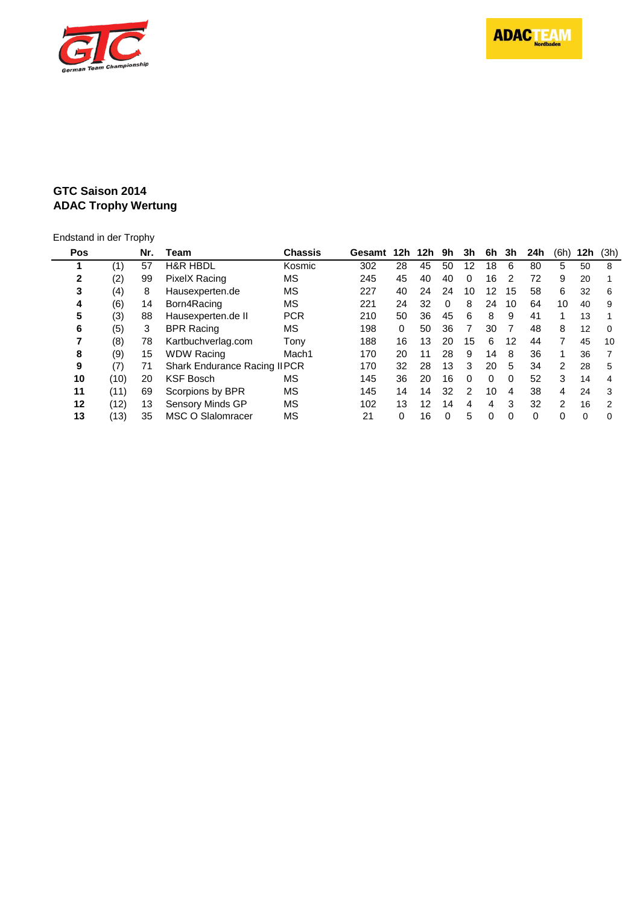## GTC Saison 2014
## ADAC Trophy Wertung

Endstand in der Trophy

| Pos | | Nr. | Team | Chassis | Gesamt | 12h | 12h | 9h | 3h | 6h | 3h | 24h | (6h) | 12h | (3h) |
|---|---|---|---|---|---|---|---|---|---|---|---|---|---|---|---|
| **1** | (1) | 57 | H&R HBDL | Kosmic | 302 | 28 | 45 | 50 | 12 | 18 | 6 | 80 | 5 | 50 | 8 |
| **2** | (2) | 99 | PixelX Racing | MS | 245 | 45 | 40 | 40 | 0 | 16 | 2 | 72 | 9 | 20 | 1 |
| **3** | (4) | 8 | Hausexperten.de | MS | 227 | 40 | 24 | 24 | 10 | 12 | 15 | 58 | 6 | 32 | 6 |
| **4** | (6) | 14 | Born4Racing | MS | 221 | 24 | 32 | 0 | 8 | 24 | 10 | 64 | 10 | 40 | 9 |
| **5** | (3) | 88 | Hausexperten.de II | PCR | 210 | 50 | 36 | 45 | 6 | 8 | 9 | 41 | 1 | 13 | 1 |
| **6** | (5) | 3 | BPR Racing | MS | 198 | 0 | 50 | 36 | 7 | 30 | 7 | 48 | 8 | 12 | 0 |
| **7** | (8) | 78 | Kartbuchverlag.com | Tony | 188 | 16 | 13 | 20 | 15 | 6 | 12 | 44 | 7 | 45 | 10 |
| **8** | (9) | 15 | WDW Racing | Mach1 | 170 | 20 | 11 | 28 | 9 | 14 | 8 | 36 | 1 | 36 | 7 |
| **9** | (7) | 71 | Shark Endurance Racing II | PCR | 170 | 32 | 28 | 13 | 3 | 20 | 5 | 34 | 2 | 28 | 5 |
| **10** | (10) | 20 | KSF Bosch | MS | 145 | 36 | 20 | 16 | 0 | 0 | 0 | 52 | 3 | 14 | 4 |
| **11** | (11) | 69 | Scorpions by BPR | MS | 145 | 14 | 14 | 32 | 2 | 10 | 4 | 38 | 4 | 24 | 3 |
| **12** | (12) | 13 | Sensory Minds GP | MS | 102 | 13 | 12 | 14 | 4 | 4 | 3 | 32 | 2 | 16 | 2 |
| **13** | (13) | 35 | MSC O Slalomracer | MS | 21 | 0 | 16 | 0 | 5 | 0 | 0 | 0 | 0 | 0 | 0 |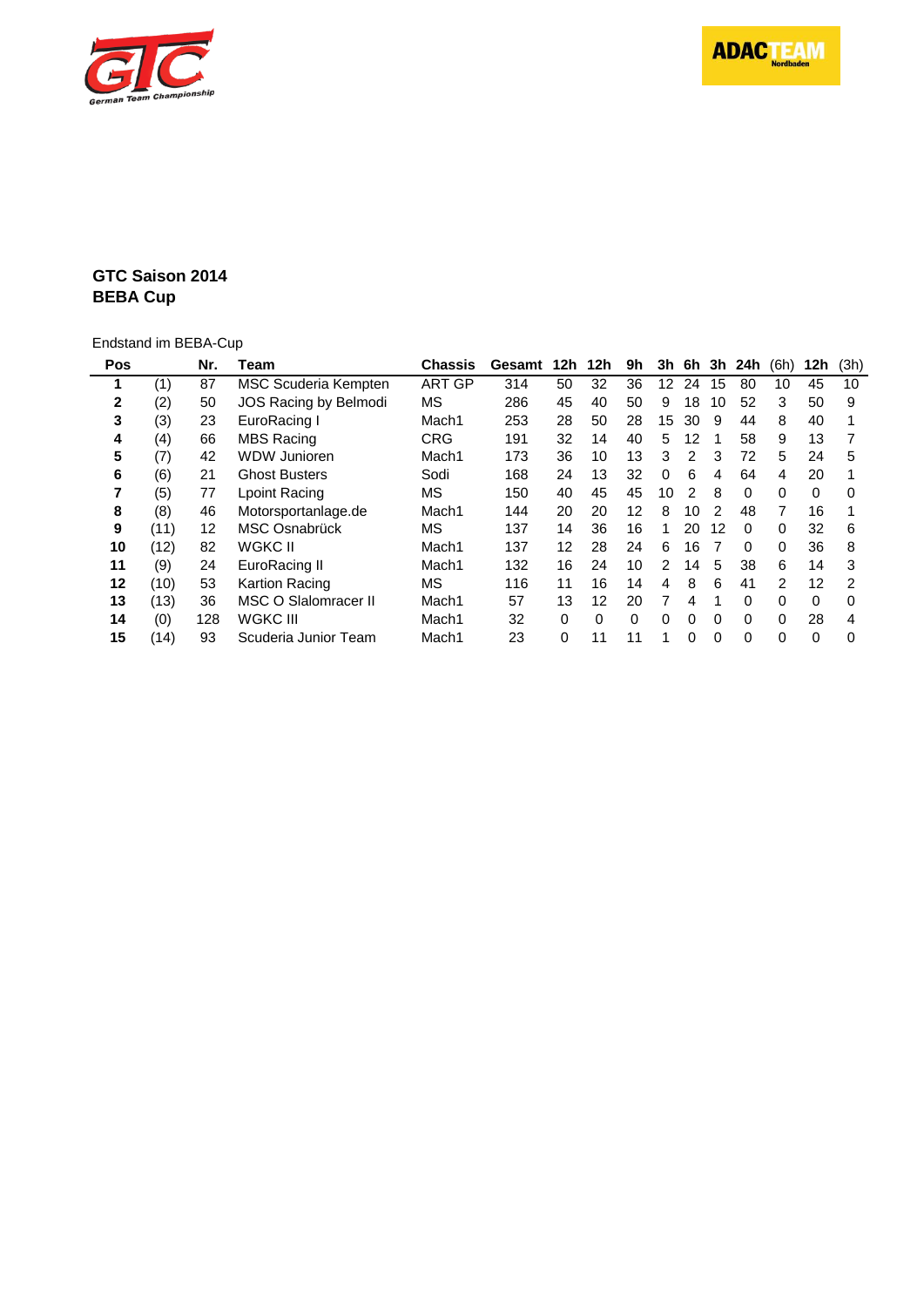**GTC Saison 2014**
**BEBA Cup**

Endstand im BEBA-Cup

| Pos | | Nr. | Team | Chassis | Gesamt | 12h | 12h | 9h | 3h | 6h | 3h | 24h | (6h) | 12h | (3h) |
|---|---|---|---|---|---|---|---|---|---|---|---|---|---|---|---|
| **1** | (1) | 87 | MSC Scuderia Kempten | ART GP | 314 | 50 | 32 | 36 | 12 | 24 | 15 | 80 | 10 | 45 | 10 |
| **2** | (2) | 50 | JOS Racing by Belmodi | MS | 286 | 45 | 40 | 50 | 9 | 18 | 10 | 52 | 3 | 50 | 9 |
| **3** | (3) | 23 | EuroRacing I | Mach1 | 253 | 28 | 50 | 28 | 15 | 30 | 9 | 44 | 8 | 40 | 1 |
| **4** | (4) | 66 | MBS Racing | CRG | 191 | 32 | 14 | 40 | 5 | 12 | 1 | 58 | 9 | 13 | 7 |
| **5** | (7) | 42 | WDW Junioren | Mach1 | 173 | 36 | 10 | 13 | 3 | 2 | 3 | 72 | 5 | 24 | 5 |
| **6** | (6) | 21 | Ghost Busters | Sodi | 168 | 24 | 13 | 32 | 0 | 6 | 4 | 64 | 4 | 20 | 1 |
| **7** | (5) | 77 | Lpoint Racing | MS | 150 | 40 | 45 | 45 | 10 | 2 | 8 | 0 | 0 | 0 | 0 |
| **8** | (8) | 46 | Motorsportanlage.de | Mach1 | 144 | 20 | 20 | 12 | 8 | 10 | 2 | 48 | 7 | 16 | 1 |
| **9** | (11) | 12 | MSC Osnabrück | MS | 137 | 14 | 36 | 16 | 1 | 20 | 12 | 0 | 0 | 32 | 6 |
| **10** | (12) | 82 | WGKC II | Mach1 | 137 | 12 | 28 | 24 | 6 | 16 | 7 | 0 | 0 | 36 | 8 |
| **11** | (9) | 24 | EuroRacing II | Mach1 | 132 | 16 | 24 | 10 | 2 | 14 | 5 | 38 | 6 | 14 | 3 |
| **12** | (10) | 53 | Kartion Racing | MS | 116 | 11 | 16 | 14 | 4 | 8 | 6 | 41 | 2 | 12 | 2 |
| **13** | (13) | 36 | MSC O Slalomracer II | Mach1 | 57 | 13 | 12 | 20 | 7 | 4 | 1 | 0 | 0 | 0 | 0 |
| **14** | (0) | 128 | WGKC III | Mach1 | 32 | 0 | 0 | 0 | 0 | 0 | 0 | 0 | 0 | 28 | 4 |
| **15** | (14) | 93 | Scuderia Junior Team | Mach1 | 23 | 0 | 11 | 11 | 1 | 0 | 0 | 0 | 0 | 0 | 0 |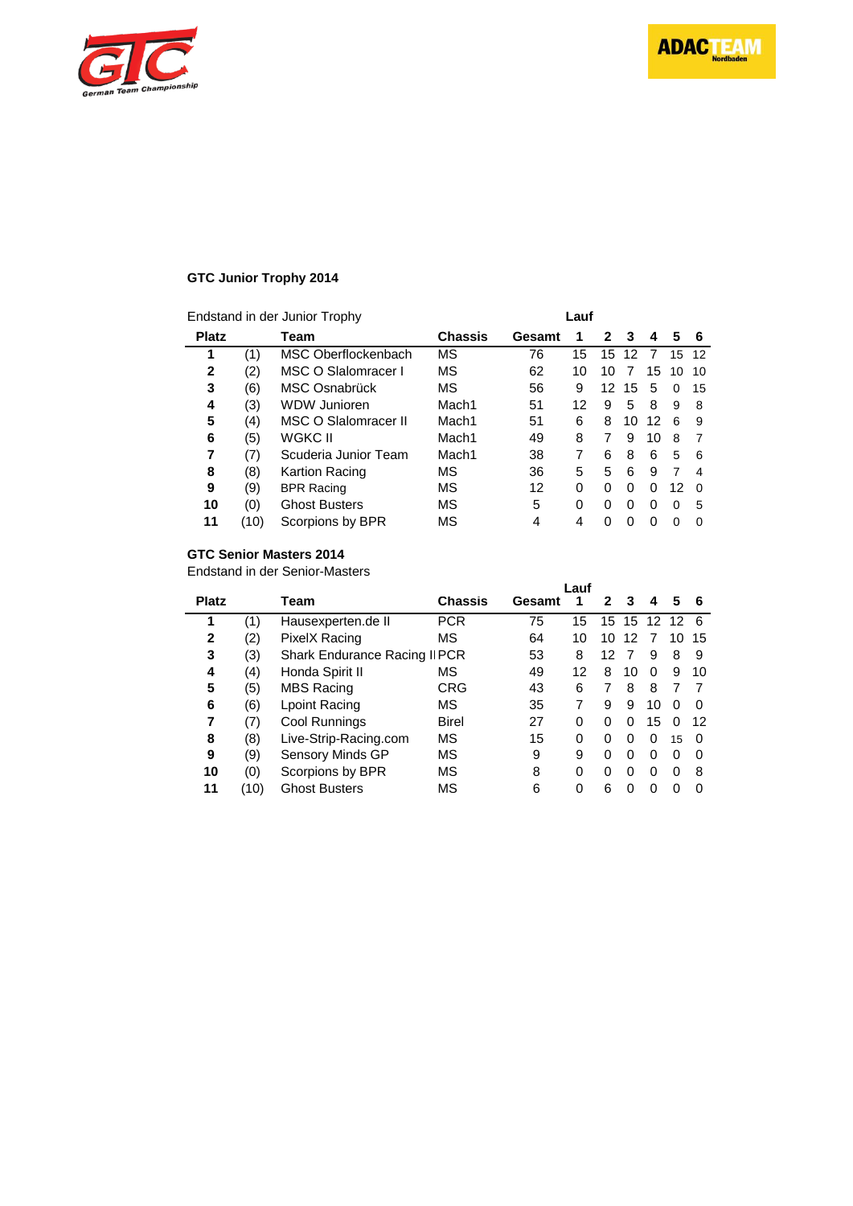## GTC Junior Trophy 2014

Endstand in der Junior Trophy

| Platz | | Team | Chassis | Gesamt | Lauf 1 | 2 | 3 | 4 | 5 | 6 |
|---|---|---|---|---|---|---|---|---|---|---|
| **1** | (1) | MSC Oberflockenbach | MS | 76 | 15 | 15 | 12 | 7 | 15 | 12 |
| **2** | (2) | MSC O Slalomracer I | MS | 62 | 10 | 10 | 7 | 15 | 10 | 10 |
| **3** | (6) | MSC Osnabrück | MS | 56 | 9 | 12 | 15 | 5 | 0 | 15 |
| **4** | (3) | WDW Junioren | Mach1 | 51 | 12 | 9 | 5 | 8 | 9 | 8 |
| **5** | (4) | MSC O Slalomracer II | Mach1 | 51 | 6 | 8 | 10 | 12 | 6 | 9 |
| **6** | (5) | WGKC II | Mach1 | 49 | 8 | 7 | 9 | 10 | 8 | 7 |
| **7** | (7) | Scuderia Junior Team | Mach1 | 38 | 7 | 6 | 8 | 6 | 5 | 6 |
| **8** | (8) | Kartion Racing | MS | 36 | 5 | 5 | 6 | 9 | 7 | 4 |
| **9** | (9) | BPR Racing | MS | 12 | 0 | 0 | 0 | 0 | 12 | 0 |
| **10** | (0) | Ghost Busters | MS | 5 | 0 | 0 | 0 | 0 | 0 | 5 |
| **11** | (10) | Scorpions by BPR | MS | 4 | 4 | 0 | 0 | 0 | 0 | 0 |

## GTC Senior Masters 2014

Endstand in der Senior-Masters

| Platz | | Team | Chassis | Gesamt | Lauf 1 | 2 | 3 | 4 | 5 | 6 |
|---|---|---|---|---|---|---|---|---|---|---|
| **1** | (1) | Hausexperten.de II | PCR | 75 | 15 | 15 | 15 | 12 | 12 | 6 |
| **2** | (2) | PixelX Racing | MS | 64 | 10 | 10 | 12 | 7 | 10 | 15 |
| **3** | (3) | Shark Endurance Racing II | PCR | 53 | 8 | 12 | 7 | 9 | 8 | 9 |
| **4** | (4) | Honda Spirit II | MS | 49 | 12 | 8 | 10 | 0 | 9 | 10 |
| **5** | (5) | MBS Racing | CRG | 43 | 6 | 7 | 8 | 8 | 7 | 7 |
| **6** | (6) | Lpoint Racing | MS | 35 | 7 | 9 | 9 | 10 | 0 | 0 |
| **7** | (7) | Cool Runnings | Birel | 27 | 0 | 0 | 0 | 15 | 0 | 12 |
| **8** | (8) | Live-Strip-Racing.com | MS | 15 | 0 | 0 | 0 | 0 | 15 | 0 |
| **9** | (9) | Sensory Minds GP | MS | 9 | 9 | 0 | 0 | 0 | 0 | 0 |
| **10** | (0) | Scorpions by BPR | MS | 8 | 0 | 0 | 0 | 0 | 0 | 8 |
| **11** | (10) | Ghost Busters | MS | 6 | 0 | 6 | 0 | 0 | 0 | 0 |